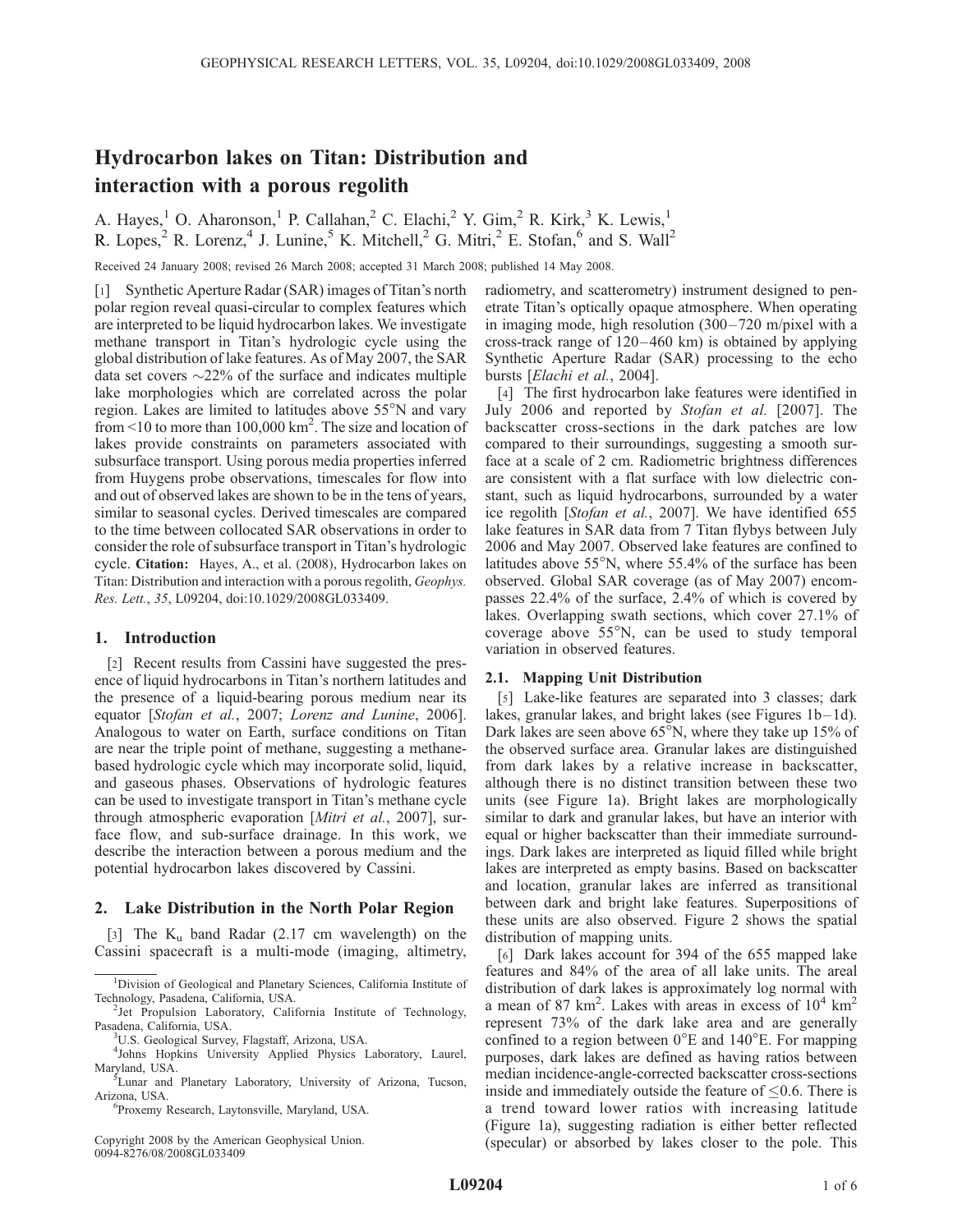# Hydrocarbon lakes on Titan: Distribution and interaction with a porous regolith

A. Hayes,[1] O. Aharonson,[1] P. Callahan,[2] C. Elachi,[2] Y. Gim,[2] R. Kirk,[3] K. Lewis,[1] R. Lopes,[2] R. Lorenz,[4] J. Lunine,[5] K. Mitchell,[2] G. Mitri,[2] E. Stofan,[6] and S. Wall[2]

Received 24 January 2008; revised 26 March 2008; accepted 31 March 2008; published 14 May 2008.

[1] Synthetic Aperture Radar (SAR) images of Titan's north polar region reveal quasi-circular to complex features which are interpreted to be liquid hydrocarbon lakes. We investigate methane transport in Titan's hydrologic cycle using the global distribution of lake features. As of May 2007, the SAR data set covers ~22% of the surface and indicates multiple lake morphologies which are correlated across the polar region. Lakes are limited to latitudes above 55°N and vary from <10 to more than 100,000 km$^2$. The size and location of lakes provide constraints on parameters associated with subsurface transport. Using porous media properties inferred from Huygens probe observations, timescales for flow into and out of observed lakes are shown to be in the tens of years, similar to seasonal cycles. Derived timescales are compared to the time between collocated SAR observations in order to consider the role of subsurface transport in Titan's hydrologic cycle. **Citation:** Hayes, A., et al. (2008), Hydrocarbon lakes on Titan: Distribution and interaction with a porous regolith, *Geophys. Res. Lett.*, *35*, L09204, doi:10.1029/2008GL033409.

## 1. Introduction

[2] Recent results from Cassini have suggested the presence of liquid hydrocarbons in Titan's northern latitudes and the presence of a liquid-bearing porous medium near its equator [*Stofan et al.*, 2007; *Lorenz and Lunine*, 2006]. Analogous to water on Earth, surface conditions on Titan are near the triple point of methane, suggesting a methane-based hydrologic cycle which may incorporate solid, liquid, and gaseous phases. Observations of hydrologic features can be used to investigate transport in Titan's methane cycle through atmospheric evaporation [*Mitri et al.*, 2007], surface flow, and sub-surface drainage. In this work, we describe the interaction between a porous medium and the potential hydrocarbon lakes discovered by Cassini.

## 2. Lake Distribution in the North Polar Region

[3] The $K_u$ band Radar (2.17 cm wavelength) on the Cassini spacecraft is a multi-mode (imaging, altimetry, radiometry, and scatterometry) instrument designed to penetrate Titan's optically opaque atmosphere. When operating in imaging mode, high resolution (300–720 m/pixel with a cross-track range of 120–460 km) is obtained by applying Synthetic Aperture Radar (SAR) processing to the echo bursts [*Elachi et al.*, 2004].

[4] The first hydrocarbon lake features were identified in July 2006 and reported by *Stofan et al.* [2007]. The backscatter cross-sections in the dark patches are low compared to their surroundings, suggesting a smooth surface at a scale of 2 cm. Radiometric brightness differences are consistent with a flat surface with low dielectric constant, such as liquid hydrocarbons, surrounded by a water ice regolith [*Stofan et al.*, 2007]. We have identified 655 lake features in SAR data from 7 Titan flybys between July 2006 and May 2007. Observed lake features are confined to latitudes above 55°N, where 55.4% of the surface has been observed. Global SAR coverage (as of May 2007) encompasses 22.4% of the surface, 2.4% of which is covered by lakes. Overlapping swath sections, which cover 27.1% of coverage above 55°N, can be used to study temporal variation in observed features.

### 2.1. Mapping Unit Distribution

[5] Lake-like features are separated into 3 classes; dark lakes, granular lakes, and bright lakes (see Figures 1b–1d). Dark lakes are seen above 65°N, where they take up 15% of the observed surface area. Granular lakes are distinguished from dark lakes by a relative increase in backscatter, although there is no distinct transition between these two units (see Figure 1a). Bright lakes are morphologically similar to dark and granular lakes, but have an interior with equal or higher backscatter than their immediate surroundings. Dark lakes are interpreted as liquid filled while bright lakes are interpreted as empty basins. Based on backscatter and location, granular lakes are inferred as transitional between dark and bright lake features. Superpositions of these units are also observed. Figure 2 shows the spatial distribution of mapping units.

[6] Dark lakes account for 394 of the 655 mapped lake features and 84% of the area of all lake units. The areal distribution of dark lakes is approximately log normal with a mean of 87 km$^2$. Lakes with areas in excess of $10^4$ km$^2$ represent 73% of the dark lake area and are generally confined to a region between 0°E and 140°E. For mapping purposes, dark lakes are defined as having ratios between median incidence-angle-corrected backscatter cross-sections inside and immediately outside the feature of ≤0.6. There is a trend toward lower ratios with increasing latitude (Figure 1a), suggesting radiation is either better reflected (specular) or absorbed by lakes closer to the pole. This

---

[1]Division of Geological and Planetary Sciences, California Institute of Technology, Pasadena, California, USA.

[2]Jet Propulsion Laboratory, California Institute of Technology, Pasadena, California, USA.

[3]U.S. Geological Survey, Flagstaff, Arizona, USA.

[4]Johns Hopkins University Applied Physics Laboratory, Laurel, Maryland, USA.

[5]Lunar and Planetary Laboratory, University of Arizona, Tucson, Arizona, USA.

[6]Proxemy Research, Laytonsville, Maryland, USA.

Copyright 2008 by the American Geophysical Union.
0094-8276/08/2008GL033409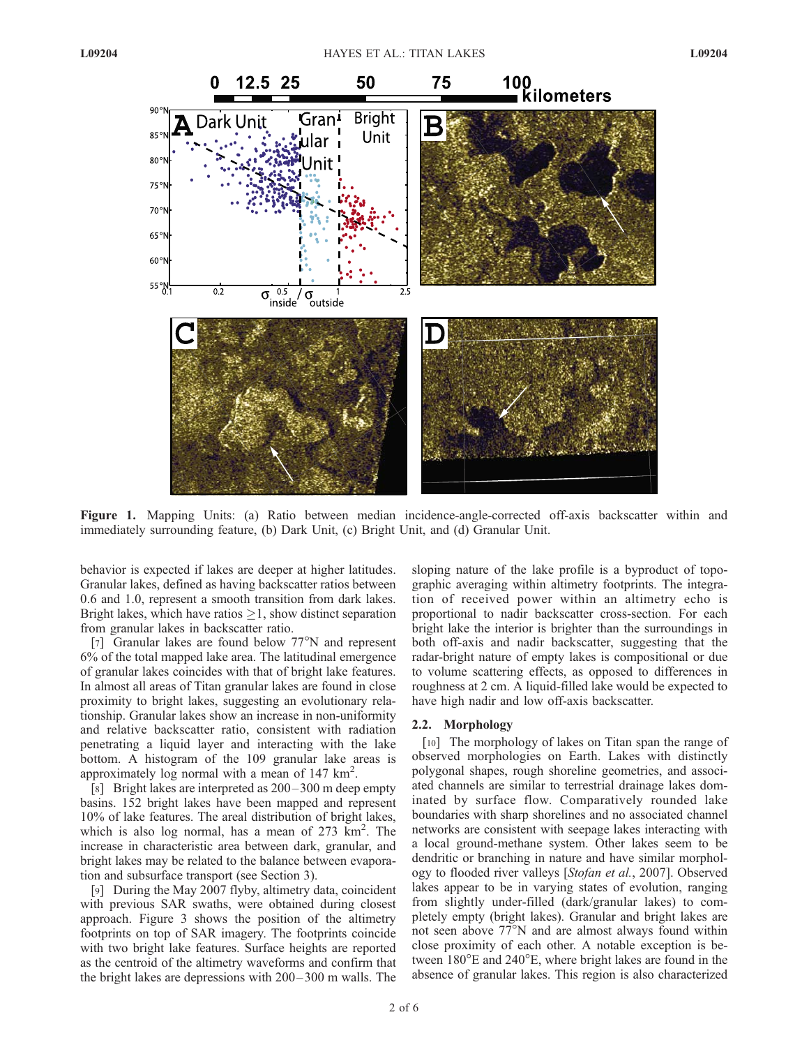Figure 1. Mapping Units: (a) Ratio between median incidence-angle-corrected off-axis backscatter within and immediately surrounding feature, (b) Dark Unit, (c) Bright Unit, and (d) Granular Unit.

behavior is expected if lakes are deeper at higher latitudes. Granular lakes, defined as having backscatter ratios between 0.6 and 1.0, represent a smooth transition from dark lakes. Bright lakes, which have ratios ≥1, show distinct separation from granular lakes in backscatter ratio.

[7] Granular lakes are found below 77°N and represent 6% of the total mapped lake area. The latitudinal emergence of granular lakes coincides with that of bright lake features. In almost all areas of Titan granular lakes are found in close proximity to bright lakes, suggesting an evolutionary relationship. Granular lakes show an increase in non-uniformity and relative backscatter ratio, consistent with radiation penetrating a liquid layer and interacting with the lake bottom. A histogram of the 109 granular lake areas is approximately log normal with a mean of 147 km$^2$.

[8] Bright lakes are interpreted as 200–300 m deep empty basins. 152 bright lakes have been mapped and represent 10% of lake features. The areal distribution of bright lakes, which is also log normal, has a mean of 273 km$^2$. The increase in characteristic area between dark, granular, and bright lakes may be related to the balance between evaporation and subsurface transport (see Section 3).

[9] During the May 2007 flyby, altimetry data, coincident with previous SAR swaths, were obtained during closest approach. Figure 3 shows the position of the altimetry footprints on top of SAR imagery. The footprints coincide with two bright lake features. Surface heights are reported as the centroid of the altimetry waveforms and confirm that the bright lakes are depressions with 200–300 m walls. The sloping nature of the lake profile is a byproduct of topographic averaging within altimetry footprints. The integration of received power within an altimetry echo is proportional to nadir backscatter cross-section. For each bright lake the interior is brighter than the surroundings in both off-axis and nadir backscatter, suggesting that the radar-bright nature of empty lakes is compositional or due to volume scattering effects, as opposed to differences in roughness at 2 cm. A liquid-filled lake would be expected to have high nadir and low off-axis backscatter.

## 2.2. Morphology

[10] The morphology of lakes on Titan span the range of observed morphologies on Earth. Lakes with distinctly polygonal shapes, rough shoreline geometries, and associated channels are similar to terrestrial drainage lakes dominated by surface flow. Comparatively rounded lake boundaries with sharp shorelines and no associated channel networks are consistent with seepage lakes interacting with a local ground-methane system. Other lakes seem to be dendritic or branching in nature and have similar morphology to flooded river valleys [*Stofan et al.*, 2007]. Observed lakes appear to be in varying states of evolution, ranging from slightly under-filled (dark/granular lakes) to completely empty (bright lakes). Granular and bright lakes are not seen above 77°N and are almost always found within close proximity of each other. A notable exception is between 180°E and 240°E, where bright lakes are found in the absence of granular lakes. This region is also characterized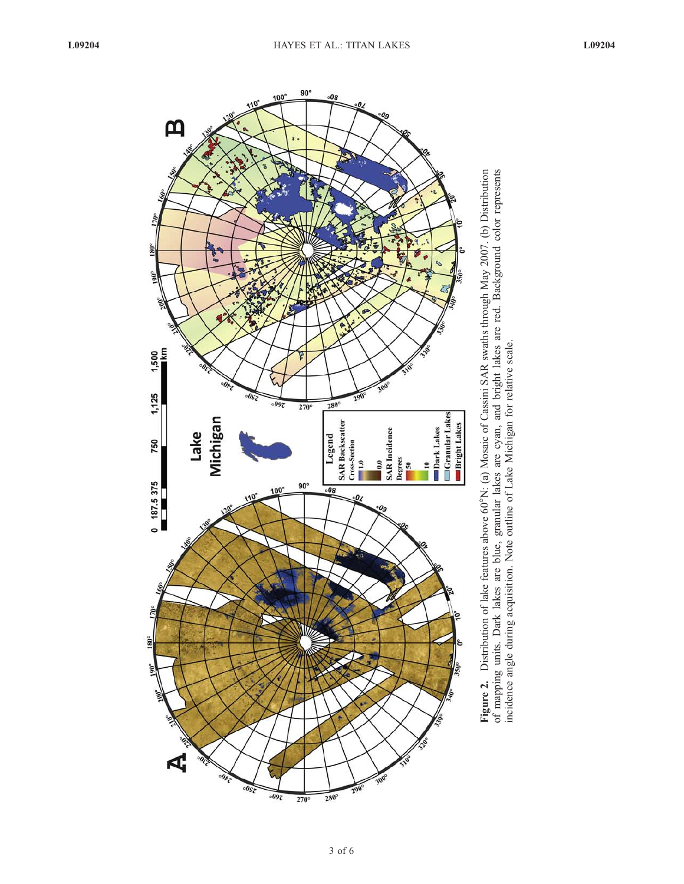**Figure 2.** Distribution of lake features above 60°N: (a) Mosaic of Cassini SAR swaths through May 2007. (b) Distribution of mapping units. Dark lakes are blue, granular lakes are cyan, and bright lakes are red. Background color represents incidence angle during acquisition. Note outline of Lake Michigan for relative scale.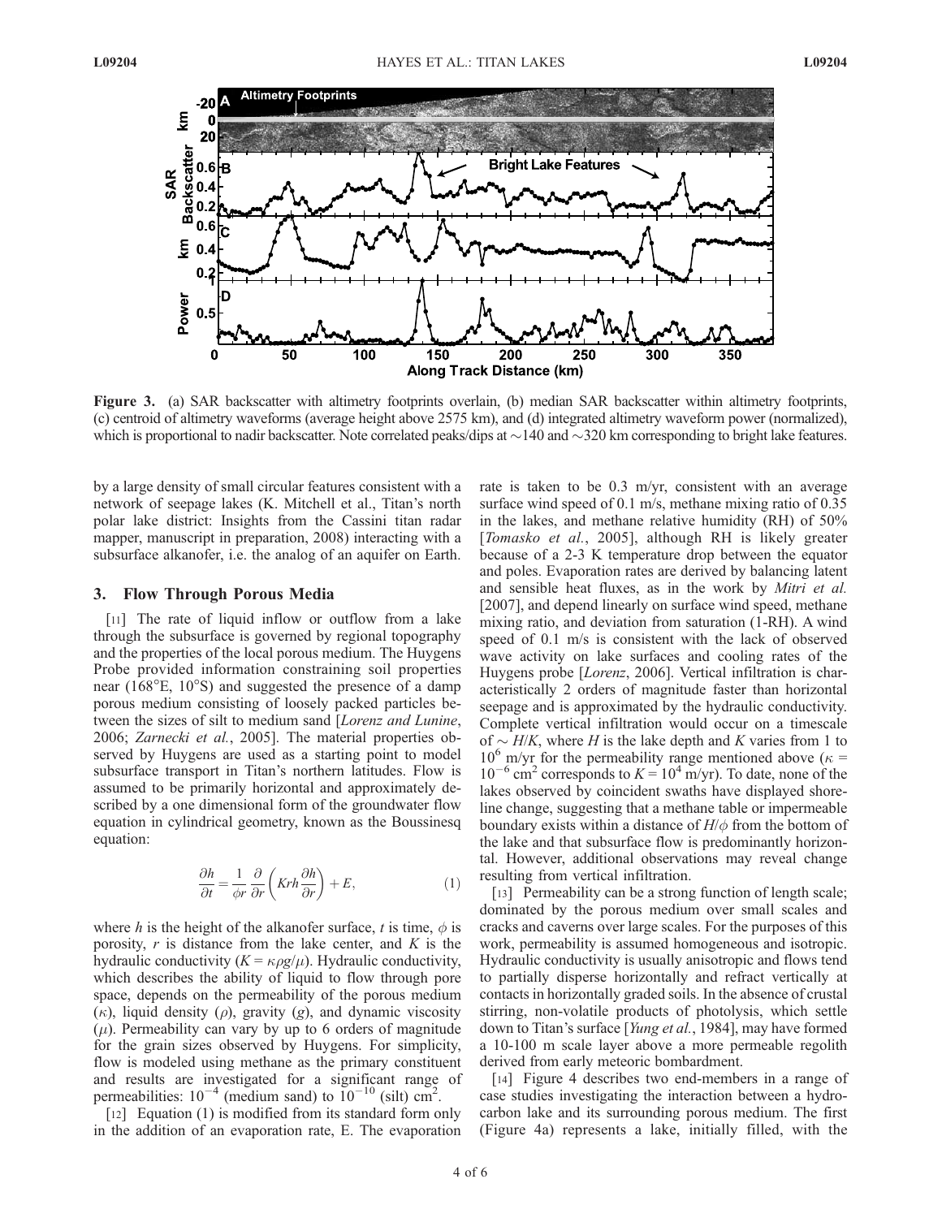**Figure 3.** (a) SAR backscatter with altimetry footprints overlain, (b) median SAR backscatter within altimetry footprints, (c) centroid of altimetry waveforms (average height above 2575 km), and (d) integrated altimetry waveform power (normalized), which is proportional to nadir backscatter. Note correlated peaks/dips at ~140 and ~320 km corresponding to bright lake features.

by a large density of small circular features consistent with a network of seepage lakes (K. Mitchell et al., Titan's north polar lake district: Insights from the Cassini titan radar mapper, manuscript in preparation, 2008) interacting with a subsurface alkanofer, i.e. the analog of an aquifer on Earth.

## 3. Flow Through Porous Media

[11] The rate of liquid inflow or outflow from a lake through the subsurface is governed by regional topography and the properties of the local porous medium. The Huygens Probe provided information constraining soil properties near (168°E, 10°S) and suggested the presence of a damp porous medium consisting of loosely packed particles between the sizes of silt to medium sand [*Lorenz and Lunine*, 2006; *Zarnecki et al.*, 2005]. The material properties observed by Huygens are used as a starting point to model subsurface transport in Titan's northern latitudes. Flow is assumed to be primarily horizontal and approximately described by a one dimensional form of the groundwater flow equation in cylindrical geometry, known as the Boussinesq equation:

$$\frac{\partial h}{\partial t} = \frac{1}{\phi r}\frac{\partial}{\partial r}\left(Krh\frac{\partial h}{\partial r}\right) + E, \qquad (1)$$

where $h$ is the height of the alkanofer surface, $t$ is time, $\phi$ is porosity, $r$ is distance from the lake center, and $K$ is the hydraulic conductivity ($K = \kappa\rho g/\mu$). Hydraulic conductivity, which describes the ability of liquid to flow through pore space, depends on the permeability of the porous medium ($\kappa$), liquid density ($\rho$), gravity ($g$), and dynamic viscosity ($\mu$). Permeability can vary by up to 6 orders of magnitude for the grain sizes observed by Huygens. For simplicity, flow is modeled using methane as the primary constituent and results are investigated for a significant range of permeabilities: $10^{-4}$ (medium sand) to $10^{-10}$ (silt) $cm^2$.

[12] Equation (1) is modified from its standard form only in the addition of an evaporation rate, E. The evaporation rate is taken to be 0.3 m/yr, consistent with an average surface wind speed of 0.1 m/s, methane mixing ratio of 0.35 in the lakes, and methane relative humidity (RH) of 50% [*Tomasko et al.*, 2005], although RH is likely greater because of a 2-3 K temperature drop between the equator and poles. Evaporation rates are derived by balancing latent and sensible heat fluxes, as in the work by *Mitri et al.* [2007], and depend linearly on surface wind speed, methane mixing ratio, and deviation from saturation (1-RH). A wind speed of 0.1 m/s is consistent with the lack of observed wave activity on lake surfaces and cooling rates of the Huygens probe [*Lorenz*, 2006]. Vertical infiltration is characteristically 2 orders of magnitude faster than horizontal seepage and is approximated by the hydraulic conductivity. Complete vertical infiltration would occur on a timescale of $\sim H/K$, where $H$ is the lake depth and $K$ varies from 1 to $10^6$ m/yr for the permeability range mentioned above ($\kappa = 10^{-6}$ $cm^2$ corresponds to $K = 10^4$ m/yr). To date, none of the lakes observed by coincident swaths have displayed shoreline change, suggesting that a methane table or impermeable boundary exists within a distance of $H/\phi$ from the bottom of the lake and that subsurface flow is predominantly horizontal. However, additional observations may reveal change resulting from vertical infiltration.

[13] Permeability can be a strong function of length scale; dominated by the porous medium over small scales and cracks and caverns over large scales. For the purposes of this work, permeability is assumed homogeneous and isotropic. Hydraulic conductivity is usually anisotropic and flows tend to partially disperse horizontally and refract vertically at contacts in horizontally graded soils. In the absence of crustal stirring, non-volatile products of photolysis, which settle down to Titan's surface [*Yung et al.*, 1984], may have formed a 10-100 m scale layer above a more permeable regolith derived from early meteoric bombardment.

[14] Figure 4 describes two end-members in a range of case studies investigating the interaction between a hydrocarbon lake and its surrounding porous medium. The first (Figure 4a) represents a lake, initially filled, with the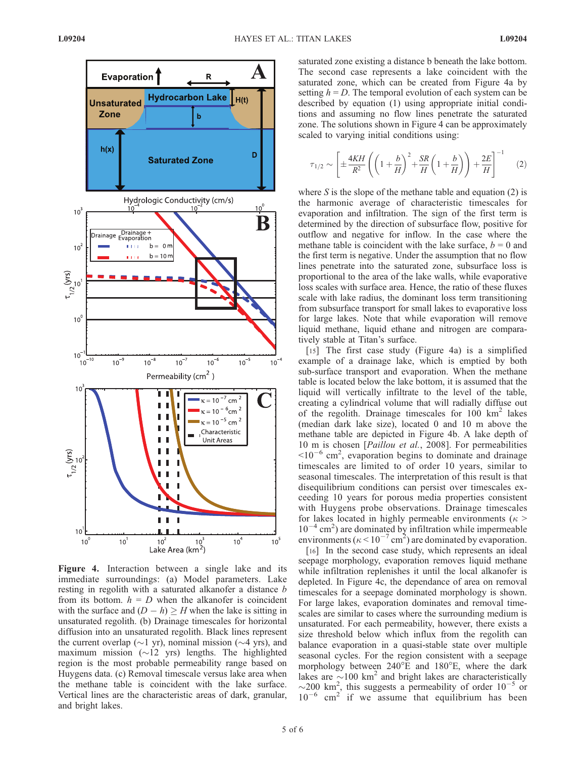**Figure 4.** Interaction between a single lake and its immediate surroundings: (a) Model parameters. Lake resting in regolith with a saturated alkanofer a distance $b$ from its bottom. $h = D$ when the alkanofer is coincident with the surface and $(D - h) \geq H$ when the lake is sitting in unsaturated regolith. (b) Drainage timescales for horizontal diffusion into an unsaturated regolith. Black lines represent the current overlap (~1 yr), nominal mission (~4 yrs), and maximum mission (~12 yrs) lengths. The highlighted region is the most probable permeability range based on Huygens data. (c) Removal timescale versus lake area when the methane table is coincident with the lake surface. Vertical lines are the characteristic areas of dark, granular, and bright lakes.

saturated zone existing a distance b beneath the lake bottom. The second case represents a lake coincident with the saturated zone, which can be created from Figure 4a by setting $h = D$. The temporal evolution of each system can be described by equation (1) using appropriate initial conditions and assuming no flow lines penetrate the saturated zone. The solutions shown in Figure 4 can be approximately scaled to varying initial conditions using:

$$\tau_{1/2} \sim \left[ \pm \frac{4KH}{R^2} \left( \left( 1 + \frac{b}{H} \right)^2 + \frac{SR}{H} \left( 1 + \frac{b}{H} \right) \right) + \frac{2E}{H} \right]^{-1} \quad (2)$$

where $S$ is the slope of the methane table and equation (2) is the harmonic average of characteristic timescales for evaporation and infiltration. The sign of the first term is determined by the direction of subsurface flow, positive for outflow and negative for inflow. In the case where the methane table is coincident with the lake surface, $b = 0$ and the first term is negative. Under the assumption that no flow lines penetrate into the saturated zone, subsurface loss is proportional to the area of the lake walls, while evaporative loss scales with surface area. Hence, the ratio of these fluxes scale with lake radius, the dominant loss term transitioning from subsurface transport for small lakes to evaporative loss for large lakes. Note that while evaporation will remove liquid methane, liquid ethane and nitrogen are comparatively stable at Titan's surface.

[15] The first case study (Figure 4a) is a simplified example of a drainage lake, which is emptied by both sub-surface transport and evaporation. When the methane table is located below the lake bottom, it is assumed that the liquid will vertically infiltrate to the level of the table, creating a cylindrical volume that will radially diffuse out of the regolith. Drainage timescales for 100 $km^2$ lakes (median dark lake size), located 0 and 10 m above the methane table are depicted in Figure 4b. A lake depth of 10 m is chosen [*Paillou et al.*, 2008]. For permeabilities $<10^{-6}$ $cm^2$, evaporation begins to dominate and drainage timescales are limited to of order 10 years, similar to seasonal timescales. The interpretation of this result is that disequilibrium conditions can persist over timescales exceeding 10 years for porous media properties consistent with Huygens probe observations. Drainage timescales for lakes located in highly permeable environments ($\kappa > 10^{-4}$ $cm^2$) are dominated by infiltration while impermeable environments ($\kappa < 10^{-7}$ $cm^2$) are dominated by evaporation.

[16] In the second case study, which represents an ideal seepage morphology, evaporation removes liquid methane while infiltration replenishes it until the local alkanofer is depleted. In Figure 4c, the dependance of area on removal timescales for a seepage dominated morphology is shown. For large lakes, evaporation dominates and removal timescales are similar to cases where the surrounding medium is unsaturated. For each permeability, however, there exists a size threshold below which influx from the regolith can balance evaporation in a quasi-stable state over multiple seasonal cycles. For the region consistent with a seepage morphology between 240°E and 180°E, where the dark lakes are ~100 $km^2$ and bright lakes are characteristically ~200 $km^2$, this suggests a permeability of order $10^{-5}$ or $10^{-6}$ $cm^2$ if we assume that equilibrium has been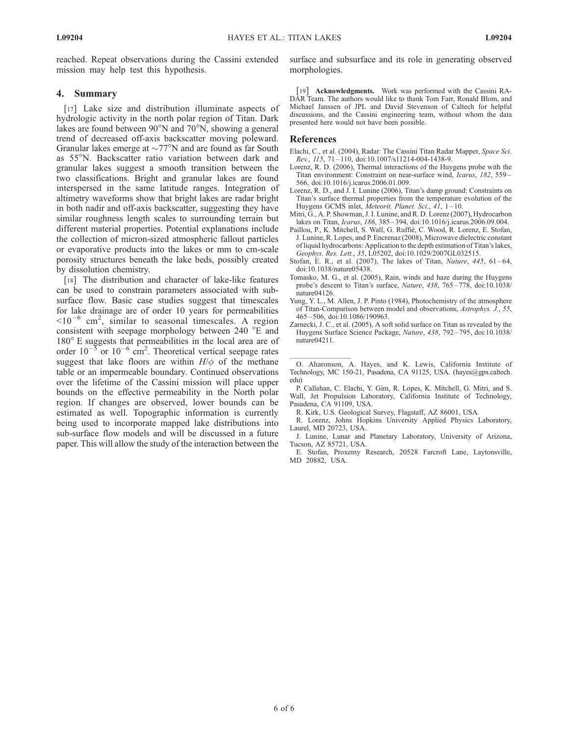reached. Repeat observations during the Cassini extended mission may help test this hypothesis.

## 4. Summary

[17] Lake size and distribution illuminate aspects of hydrologic activity in the north polar region of Titan. Dark lakes are found between 90°N and 70°N, showing a general trend of decreased off-axis backscatter moving poleward. Granular lakes emerge at ~77°N and are found as far South as 55°N. Backscatter ratio variation between dark and granular lakes suggest a smooth transition between the two classifications. Bright and granular lakes are found interspersed in the same latitude ranges. Integration of altimetry waveforms show that bright lakes are radar bright in both nadir and off-axis backscatter, suggesting they have similar roughness length scales to surrounding terrain but different material properties. Potential explanations include the collection of micron-sized atmospheric fallout particles or evaporative products into the lakes or mm to cm-scale porosity structures beneath the lake beds, possibly created by dissolution chemistry.

[18] The distribution and character of lake-like features can be used to constrain parameters associated with subsurface flow. Basic case studies suggest that timescales for lake drainage are of order 10 years for permeabilities $<10^{-6}$ cm$^2$, similar to seasonal timescales. A region consistent with seepage morphology between 240 °E and 180° E suggests that permeabilities in the local area are of order $10^{-5}$ or $10^{-6}$ cm$^2$. Theoretical vertical seepage rates suggest that lake floors are within $H/\phi$ of the methane table or an impermeable boundary. Continued observations over the lifetime of the Cassini mission will place upper bounds on the effective permeability in the North polar region. If changes are observed, lower bounds can be estimated as well. Topographic information is currently being used to incorporate mapped lake distributions into sub-surface flow models and will be discussed in a future paper. This will allow the study of the interaction between the surface and subsurface and its role in generating observed morphologies.

[19] **Acknowledgments.** Work was performed with the Cassini RADAR Team. The authors would like to thank Tom Farr, Ronald Blom, and Michael Janssen of JPL and David Stevenson of Caltech for helpful discussions, and the Cassini engineering team, without whom the data presented here would not have been possible.

## References

Elachi, C., et al. (2004), Radar: The Cassini Titan Radar Mapper, *Space Sci. Rev.*, *115*, 71–110, doi:10.1007/s11214-004-1438-9.

Lorenz, R. D. (2006), Thermal interactions of the Huygens probe with the Titan environment: Constraint on near-surface wind, *Icarus*, *182*, 559–566, doi:10.1016/j.icarus.2006.01.009.

Lorenz, R. D., and J. I. Lunine (2006), Titan's damp ground: Constraints on Titan's surface thermal properties from the temperature evolution of the Huygens GCMS inlet, *Meteorit. Planet. Sci.*, *41*, 1–10.

Mitri, G., A. P. Showman, J. I. Lunine, and R. D. Lorenz (2007), Hydrocarbon lakes on Titan, *Icarus*, *186*, 385–394, doi:10.1016/j.icarus.2006.09.004.

Paillou, P., K. Mitchell, S. Wall, G. Ruffié, C. Wood, R. Lorenz, E. Stofan, J. Lunine, R. Lopes, and P. Encrenaz (2008), Microwave dielectric constant of liquid hydrocarbons: Application to the depth estimation of Titan's lakes, *Geophys. Res. Lett.*, *35*, L05202, doi:10.1029/2007GL032515.

Stofan, E. R., et al. (2007), The lakes of Titan, *Nature*, *445*, 61–64, doi:10.1038/nature05438.

Tomasko, M. G., et al. (2005), Rain, winds and haze during the Huygens probe's descent to Titan's surface, *Nature*, *438*, 765–778, doi:10.1038/nature04126.

Yung, Y. L., M. Allen, J. P. Pinto (1984), Photochemistry of the atmosphere of Titan-Comparison between model and observations, *Astrophys. J.*, *55*, 465–506, doi:10.1086/190963.

Zarnecki, J. C., et al. (2005), A soft solid surface on Titan as revealed by the Huygens Surface Science Package, *Nature*, *438*, 792–795, doi:10.1038/nature04211.

---

O. Aharonson, A. Hayes, and K. Lewis, California Institute of Technology, MC 150-21, Pasadena, CA 91125, USA. (hayes@gps.caltech.edu)

P. Callahan, C. Elachi, Y. Gim, R. Lopes, K. Mitchell, G. Mitri, and S. Wall, Jet Propulsion Laboratory, California Institute of Technology, Pasadena, CA 91109, USA.

R. Kirk, U.S. Geological Survey, Flagstaff, AZ 86001, USA.

R. Lorenz, Johns Hopkins University Applied Physics Laboratory, Laurel, MD 20723, USA.

J. Lunine, Lunar and Planetary Laboratory, University of Arizona, Tucson, AZ 85721, USA.

E. Stofan, Proxemy Research, 20528 Farcroft Lane, Laytonsville, MD 20882, USA.